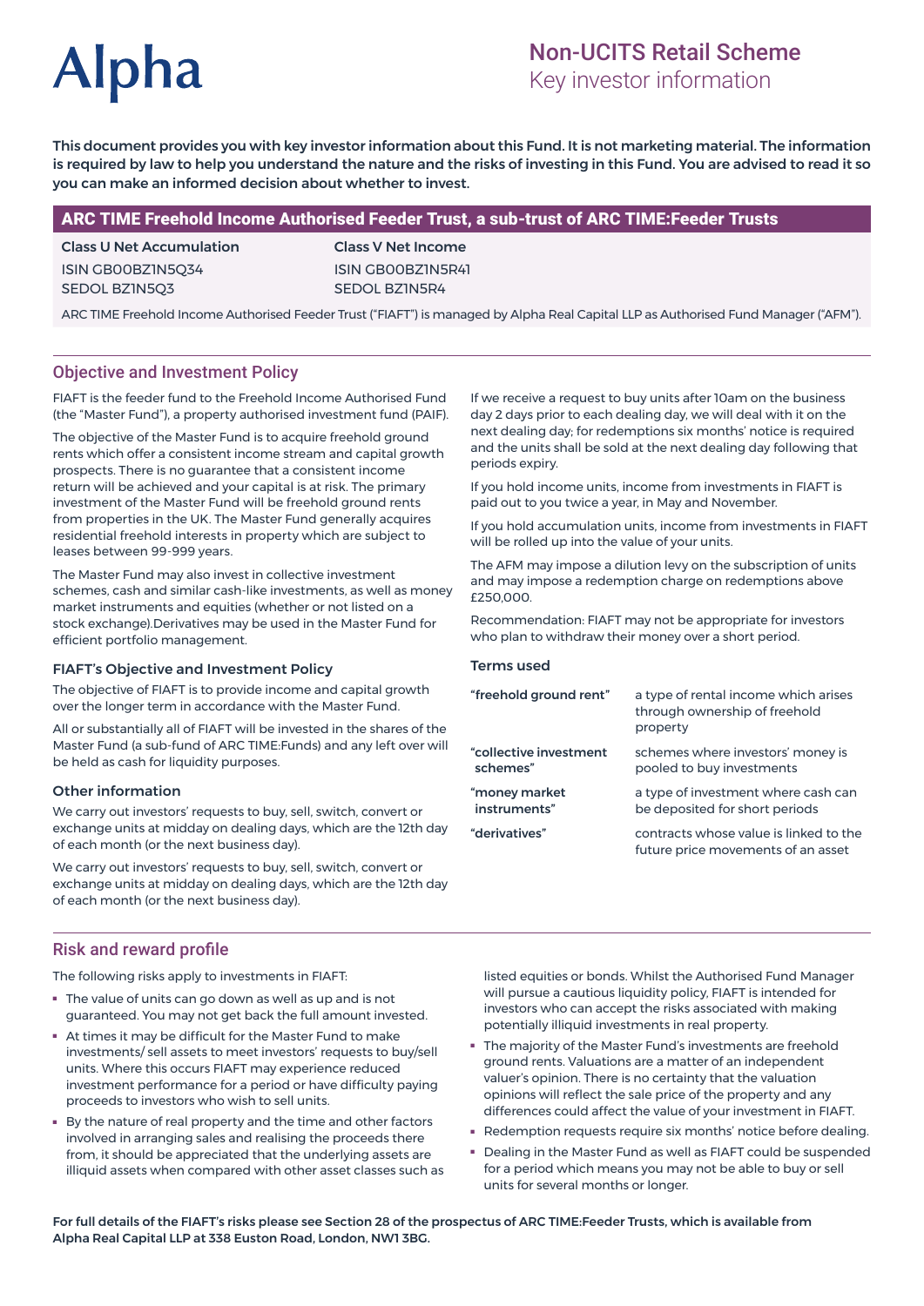Alpha

# Non-UCITS Retail Scheme
Key investor information

**This document provides you with key investor information about this Fund. It is not marketing material. The information is required by law to help you understand the nature and the risks of investing in this Fund. You are advised to read it so you can make an informed decision about whether to invest.**

## ARC TIME Freehold Income Authorised Feeder Trust, a sub-trust of ARC TIME:Feeder Trusts

| **Class U Net Accumulation** | **Class V Net Income** |
|---|---|
| ISIN GB00BZ1N5Q34 | ISIN GB00BZ1N5R41 |
| SEDOL BZ1N5Q3 | SEDOL BZ1N5R4 |

ARC TIME Freehold Income Authorised Feeder Trust ("FIAFT") is managed by Alpha Real Capital LLP as Authorised Fund Manager ("AFM").

## Objective and Investment Policy

FIAFT is the feeder fund to the Freehold Income Authorised Fund (the "Master Fund"), a property authorised investment fund (PAIF).

The objective of the Master Fund is to acquire freehold ground rents which offer a consistent income stream and capital growth prospects. There is no guarantee that a consistent income return will be achieved and your capital is at risk. The primary investment of the Master Fund will be freehold ground rents from properties in the UK. The Master Fund generally acquires residential freehold interests in property which are subject to leases between 99-999 years.

The Master Fund may also invest in collective investment schemes, cash and similar cash-like investments, as well as money market instruments and equities (whether or not listed on a stock exchange).Derivatives may be used in the Master Fund for efficient portfolio management.

### FIAFT's Objective and Investment Policy

The objective of FIAFT is to provide income and capital growth over the longer term in accordance with the Master Fund.

All or substantially all of FIAFT will be invested in the shares of the Master Fund (a sub-fund of ARC TIME:Funds) and any left over will be held as cash for liquidity purposes.

### Other information

We carry out investors' requests to buy, sell, switch, convert or exchange units at midday on dealing days, which are the 12th day of each month (or the next business day).

We carry out investors' requests to buy, sell, switch, convert or exchange units at midday on dealing days, which are the 12th day of each month (or the next business day).

If we receive a request to buy units after 10am on the business day 2 days prior to each dealing day, we will deal with it on the next dealing day; for redemptions six months' notice is required and the units shall be sold at the next dealing day following that periods expiry.

If you hold income units, income from investments in FIAFT is paid out to you twice a year, in May and November.

If you hold accumulation units, income from investments in FIAFT will be rolled up into the value of your units.

The AFM may impose a dilution levy on the subscription of units and may impose a redemption charge on redemptions above £250,000.

Recommendation: FIAFT may not be appropriate for investors who plan to withdraw their money over a short period.

### Terms used

| | |
|---|---|
| **"freehold ground rent"** | a type of rental income which arises through ownership of freehold property |
| **"collective investment schemes"** | schemes where investors' money is pooled to buy investments |
| **"money market instruments"** | a type of investment where cash can be deposited for short periods |
| **"derivatives"** | contracts whose value is linked to the future price movements of an asset |

## Risk and reward profile

The following risks apply to investments in FIAFT:

- The value of units can go down as well as up and is not guaranteed. You may not get back the full amount invested.
- At times it may be difficult for the Master Fund to make investments/ sell assets to meet investors' requests to buy/sell units. Where this occurs FIAFT may experience reduced investment performance for a period or have difficulty paying proceeds to investors who wish to sell units.
- By the nature of real property and the time and other factors involved in arranging sales and realising the proceeds there from, it should be appreciated that the underlying assets are illiquid assets when compared with other asset classes such as listed equities or bonds. Whilst the Authorised Fund Manager will pursue a cautious liquidity policy, FIAFT is intended for investors who can accept the risks associated with making potentially illiquid investments in real property.
- The majority of the Master Fund's investments are freehold ground rents. Valuations are a matter of an independent valuer's opinion. There is no certainty that the valuation opinions will reflect the sale price of the property and any differences could affect the value of your investment in FIAFT.
- Redemption requests require six months' notice before dealing.
- Dealing in the Master Fund as well as FIAFT could be suspended for a period which means you may not be able to buy or sell units for several months or longer.

**For full details of the FIAFT's risks please see Section 28 of the prospectus of ARC TIME:Feeder Trusts, which is available from Alpha Real Capital LLP at 338 Euston Road, London, NW1 3BG.**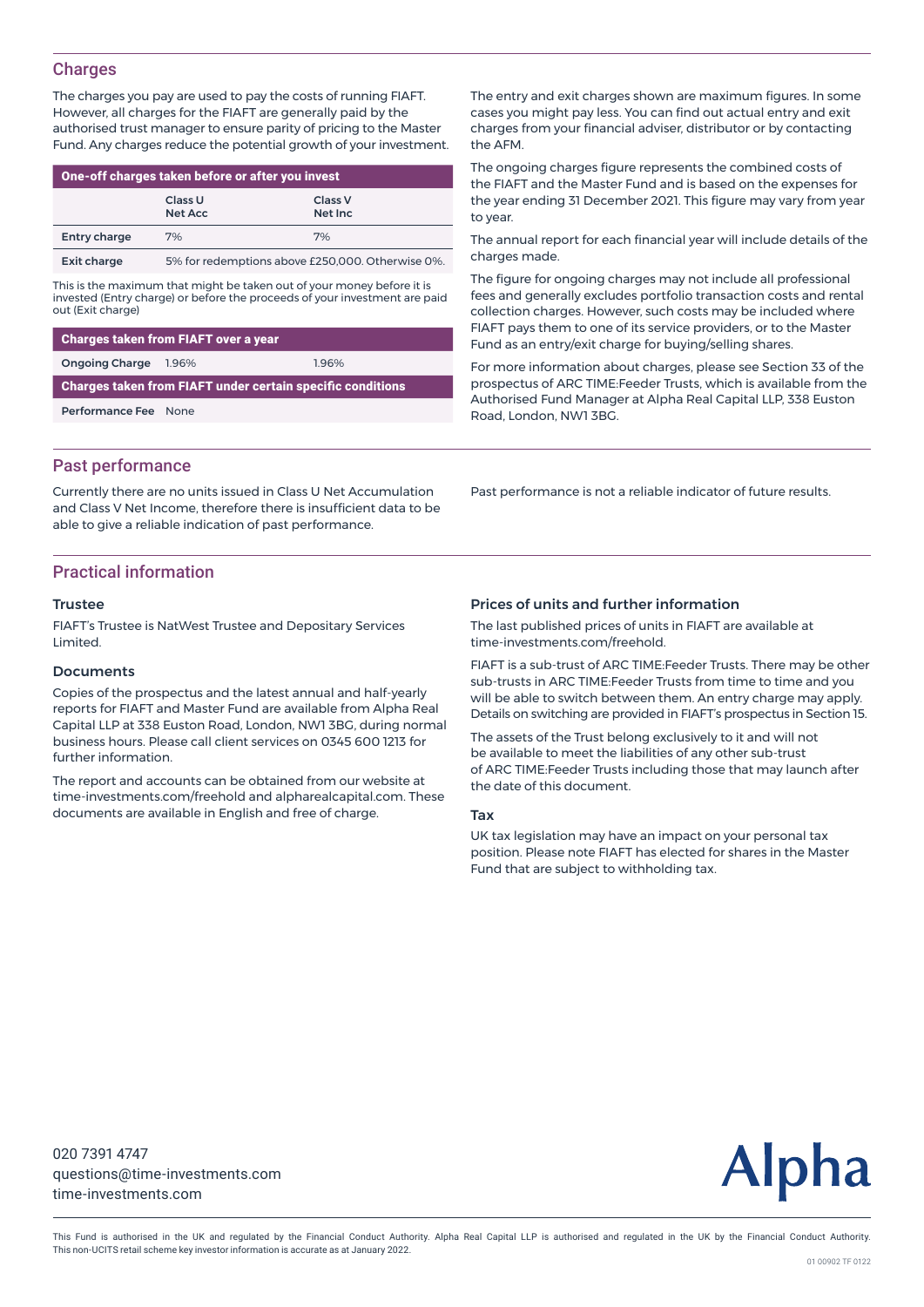## Charges

The charges you pay are used to pay the costs of running FIAFT. However, all charges for the FIAFT are generally paid by the authorised trust manager to ensure parity of pricing to the Master Fund. Any charges reduce the potential growth of your investment.

| One-off charges taken before or after you invest | | |
|---|---|---|
| | Class U Net Acc | Class V Net Inc |
| Entry charge | 7% | 7% |
| Exit charge | 5% for redemptions above £250,000. Otherwise 0%. | |

This is the maximum that might be taken out of your money before it is invested (Entry charge) or before the proceeds of your investment are paid out (Exit charge)

| Charges taken from FIAFT over a year | | |
|---|---|---|
| Ongoing Charge | 1.96% | 1.96% |
| **Charges taken from FIAFT under certain specific conditions** | | |
| Performance Fee | None | |

The entry and exit charges shown are maximum figures. In some cases you might pay less. You can find out actual entry and exit charges from your financial adviser, distributor or by contacting the AFM.

The ongoing charges figure represents the combined costs of the FIAFT and the Master Fund and is based on the expenses for the year ending 31 December 2021. This figure may vary from year to year.

The annual report for each financial year will include details of the charges made.

The figure for ongoing charges may not include all professional fees and generally excludes portfolio transaction costs and rental collection charges. However, such costs may be included where FIAFT pays them to one of its service providers, or to the Master Fund as an entry/exit charge for buying/selling shares.

For more information about charges, please see Section 33 of the prospectus of ARC TIME:Feeder Trusts, which is available from the Authorised Fund Manager at Alpha Real Capital LLP, 338 Euston Road, London, NW1 3BG.

## Past performance

Currently there are no units issued in Class U Net Accumulation and Class V Net Income, therefore there is insufficient data to be able to give a reliable indication of past performance.

Past performance is not a reliable indicator of future results.

## Practical information

### Trustee

FIAFT's Trustee is NatWest Trustee and Depositary Services Limited.

### Documents

Copies of the prospectus and the latest annual and half-yearly reports for FIAFT and Master Fund are available from Alpha Real Capital LLP at 338 Euston Road, London, NW1 3BG, during normal business hours. Please call client services on 0345 600 1213 for further information.

The report and accounts can be obtained from our website at time-investments.com/freehold and alpharealcapital.com. These documents are available in English and free of charge.

### Prices of units and further information

The last published prices of units in FIAFT are available at time-investments.com/freehold.

FIAFT is a sub-trust of ARC TIME:Feeder Trusts. There may be other sub-trusts in ARC TIME:Feeder Trusts from time to time and you will be able to switch between them. An entry charge may apply. Details on switching are provided in FIAFT's prospectus in Section 15.

The assets of the Trust belong exclusively to it and will not be available to meet the liabilities of any other sub-trust of ARC TIME:Feeder Trusts including those that may launch after the date of this document.

### Tax

UK tax legislation may have an impact on your personal tax position. Please note FIAFT has elected for shares in the Master Fund that are subject to withholding tax.

020 7391 4747
questions@time-investments.com
time-investments.com

Alpha

This Fund is authorised in the UK and regulated by the Financial Conduct Authority. Alpha Real Capital LLP is authorised and regulated in the UK by the Financial Conduct Authority. This non-UCITS retail scheme key investor information is accurate as at January 2022.

01 00902 TF 0122